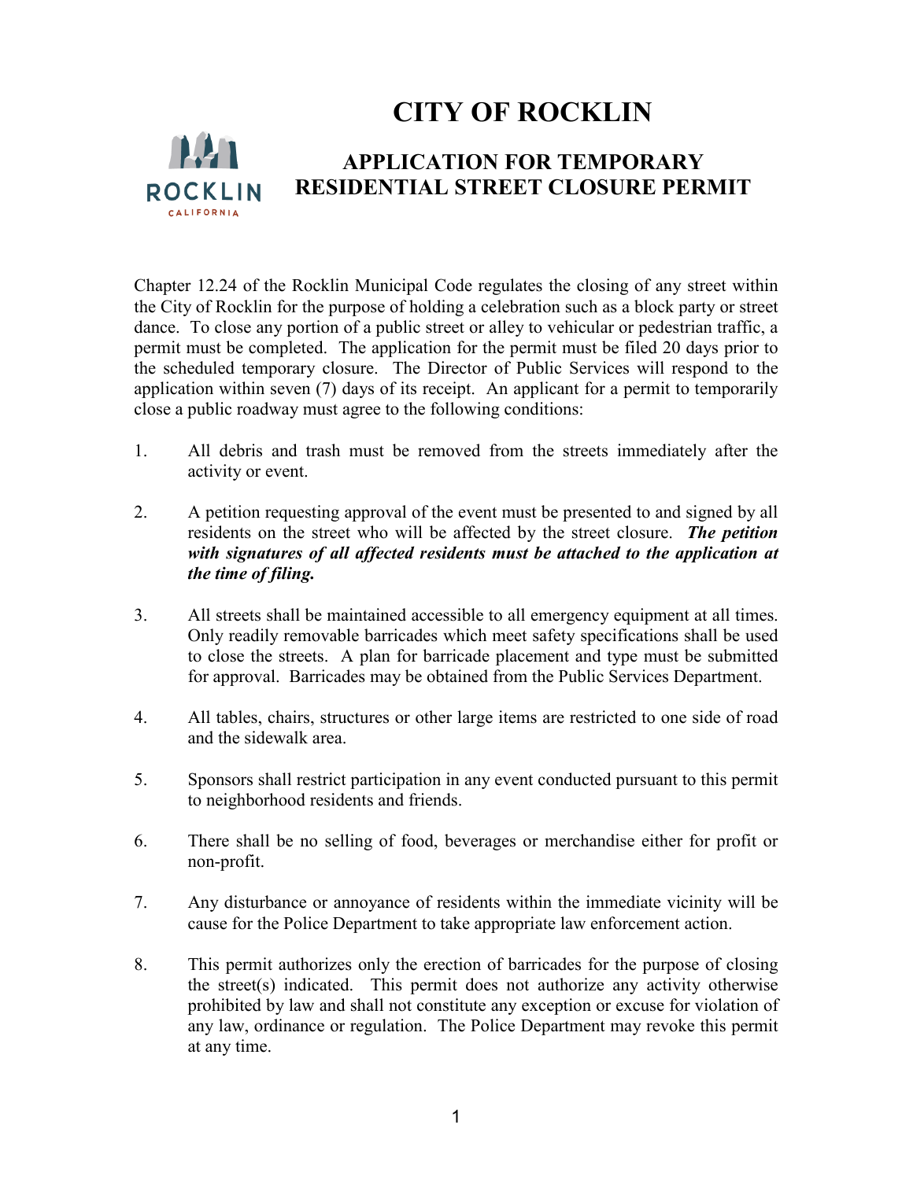# CITY OF ROCKLIN

## APPLICATION FOR TEMPORARY RESIDENTIAL STREET CLOSURE PERMIT

Chapter 12.24 of the Rocklin Municipal Code regulates the closing of any street within the City of Rocklin for the purpose of holding a celebration such as a block party or street dance. To close any portion of a public street or alley to vehicular or pedestrian traffic, a permit must be completed. The application for the permit must be filed 20 days prior to the scheduled temporary closure. The Director of Public Services will respond to the application within seven (7) days of its receipt. An applicant for a permit to temporarily close a public roadway must agree to the following conditions:

1. All debris and trash must be removed from the streets immediately after the activity or event.

2. A petition requesting approval of the event must be presented to and signed by all residents on the street who will be affected by the street closure. ***The petition with signatures of all affected residents must be attached to the application at the time of filing.***

3. All streets shall be maintained accessible to all emergency equipment at all times. Only readily removable barricades which meet safety specifications shall be used to close the streets. A plan for barricade placement and type must be submitted for approval. Barricades may be obtained from the Public Services Department.

4. All tables, chairs, structures or other large items are restricted to one side of road and the sidewalk area.

5. Sponsors shall restrict participation in any event conducted pursuant to this permit to neighborhood residents and friends.

6. There shall be no selling of food, beverages or merchandise either for profit or non-profit.

7. Any disturbance or annoyance of residents within the immediate vicinity will be cause for the Police Department to take appropriate law enforcement action.

8. This permit authorizes only the erection of barricades for the purpose of closing the street(s) indicated. This permit does not authorize any activity otherwise prohibited by law and shall not constitute any exception or excuse for violation of any law, ordinance or regulation. The Police Department may revoke this permit at any time.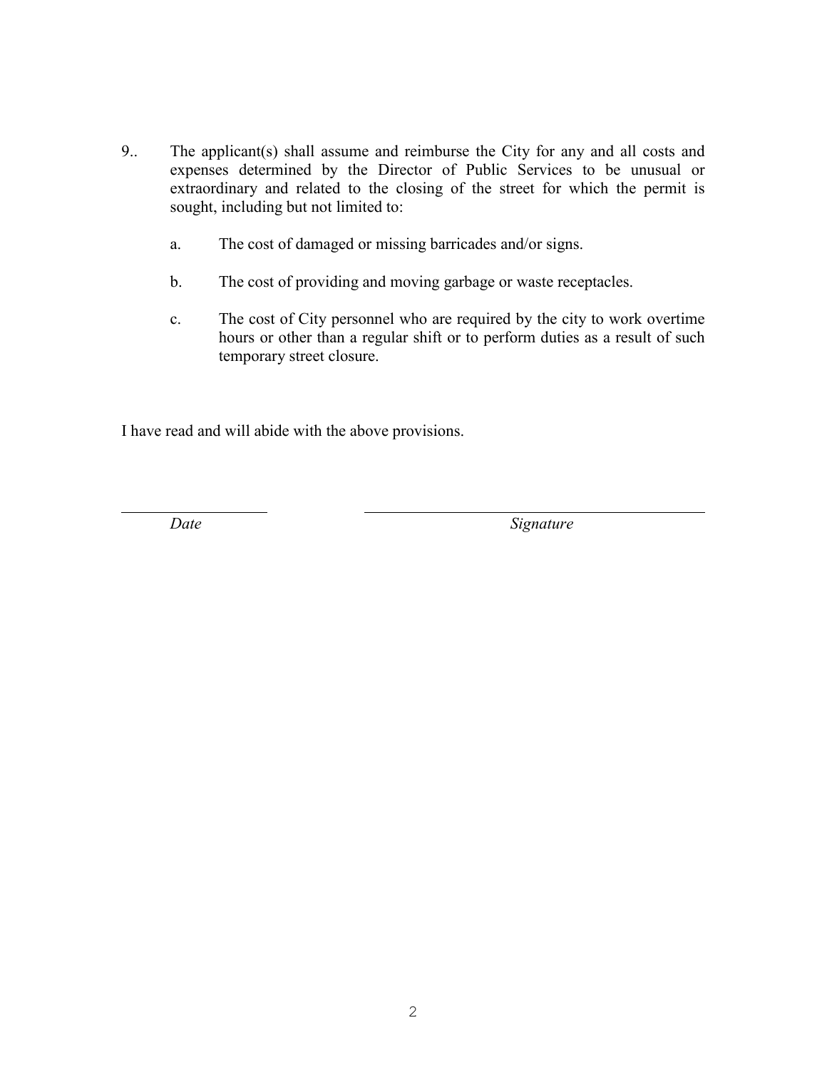9.. The applicant(s) shall assume and reimburse the City for any and all costs and expenses determined by the Director of Public Services to be unusual or extraordinary and related to the closing of the street for which the permit is sought, including but not limited to:

   a. The cost of damaged or missing barricades and/or signs.

   b. The cost of providing and moving garbage or waste receptacles.

   c. The cost of City personnel who are required by the city to work overtime hours or other than a regular shift or to perform duties as a result of such temporary street closure.

I have read and will abide with the above provisions.

| ____________________ | ____________________________________________ |
|---|---|
| *Date* | *Signature* |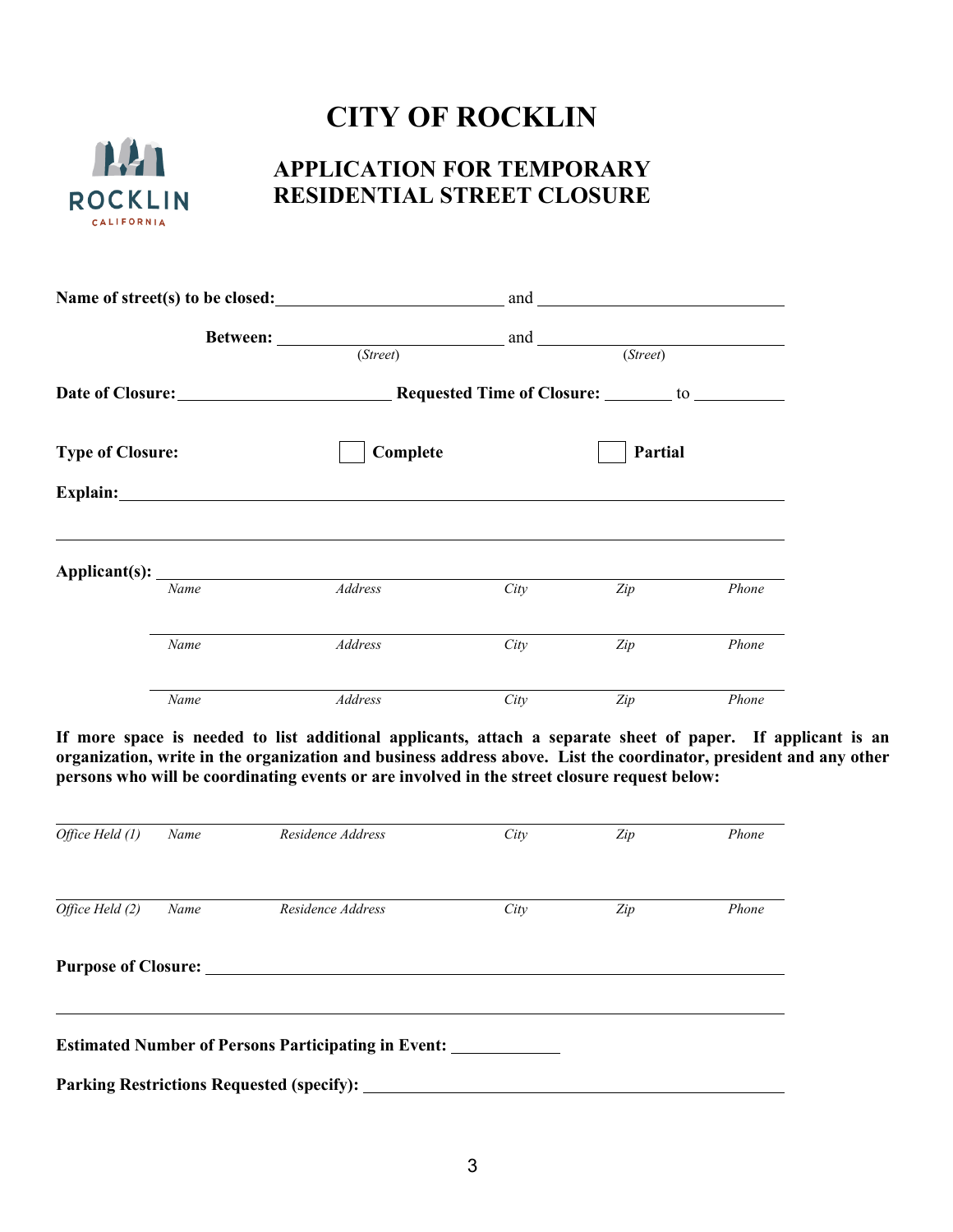# CITY OF ROCKLIN

## APPLICATION FOR TEMPORARY RESIDENTIAL STREET CLOSURE

**Name of street(s) to be closed:** ______________________ and ______________________

**Between:** ______________________ and ______________________
*(Street)* *(Street)*

**Date of Closure:** ______________________ **Requested Time of Closure:** ________ to __________

**Type of Closure:** ☐ **Complete** ☐ **Partial**

**Explain:** ____________________________________________________________

____________________________________________________________

**Applicant(s):** ____________________________________________________________

| *Name* | *Address* | *City* | *Zip* | *Phone* |
|---|---|---|---|---|
| | | | | |
| | | | | |
| | | | | |

**If more space is needed to list additional applicants, attach a separate sheet of paper. If applicant is an organization, write in the organization and business address above. List the coordinator, president and any other persons who will be coordinating events or are involved in the street closure request below:**

| *Office Held (1)* | *Name* | *Residence Address* | *City* | *Zip* | *Phone* |
|---|---|---|---|---|---|
| | | | | | |

| *Office Held (2)* | *Name* | *Residence Address* | *City* | *Zip* | *Phone* |
|---|---|---|---|---|---|
| | | | | | |

**Purpose of Closure:** ____________________________________________________________

____________________________________________________________

**Estimated Number of Persons Participating in Event:** ____________

**Parking Restrictions Requested (specify):** ____________________________________________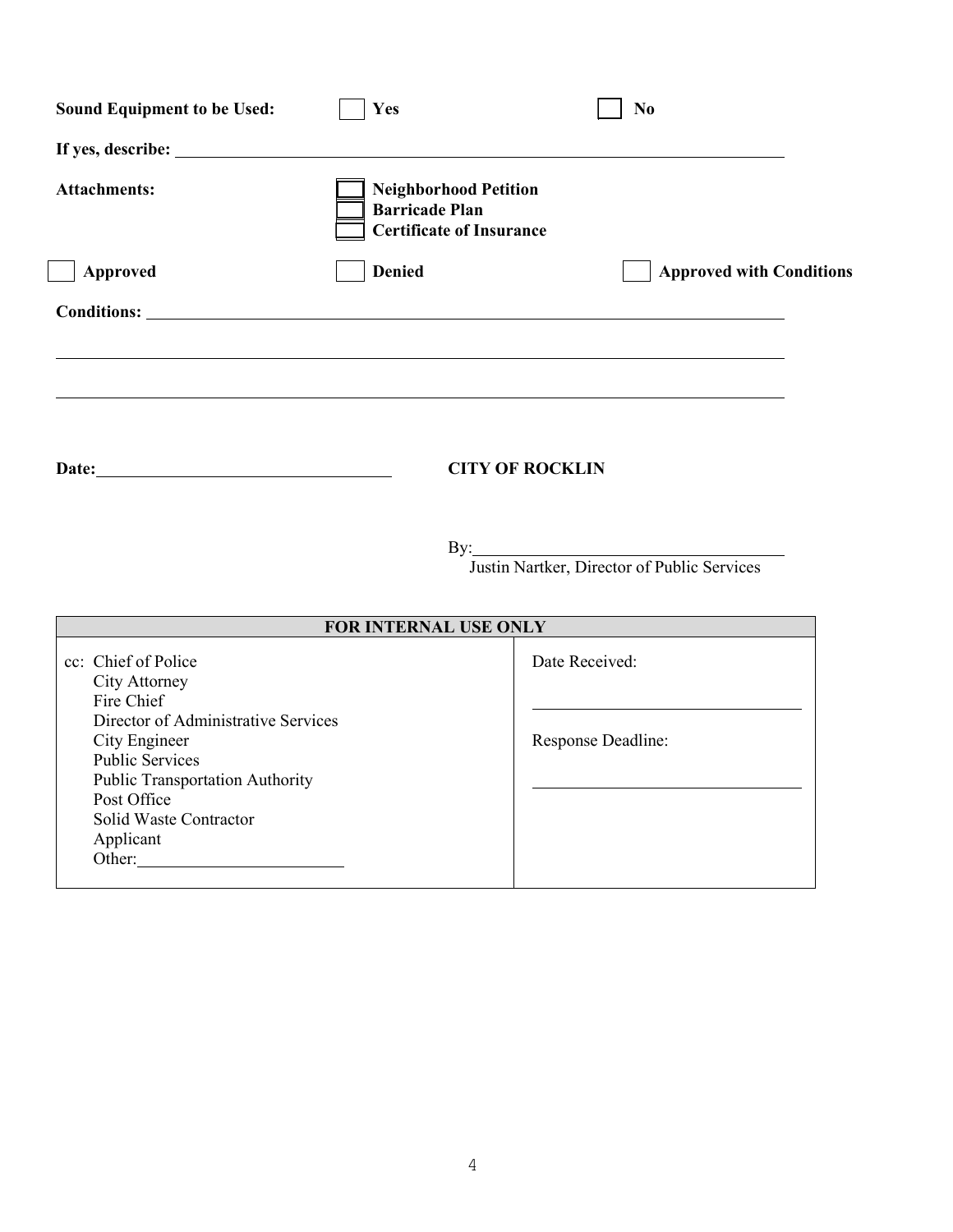**Sound Equipment to be Used:** ☐ **Yes** ☐ **No**

**If yes, describe:** ______________________________________________

**Attachments:**
- ☐ **Neighborhood Petition**
- ☐ **Barricade Plan**
- ☐ **Certificate of Insurance**

☐ **Approved** ☐ **Denied** ☐ **Approved with Conditions**

**Conditions:** ______________________________________________

______________________________________________

______________________________________________

**Date:** ______________________ **CITY OF ROCKLIN**

By: ______________________
Justin Nartker, Director of Public Services

| FOR INTERNAL USE ONLY | |
|---|---|
| cc: Chief of Police<br>City Attorney<br>Fire Chief<br>Director of Administrative Services<br>City Engineer<br>Public Services<br>Public Transportation Authority<br>Post Office<br>Solid Waste Contractor<br>Applicant<br>Other: ______________ | Date Received:<br><br>______________<br><br>Response Deadline:<br><br>______________ |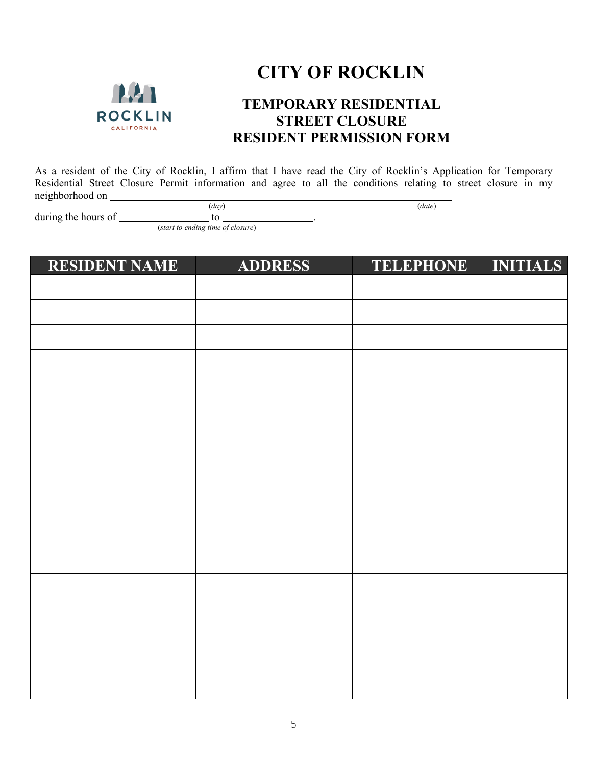# CITY OF ROCKLIN

## TEMPORARY RESIDENTIAL STREET CLOSURE RESIDENT PERMISSION FORM

As a resident of the City of Rocklin, I affirm that I have read the City of Rocklin's Application for Temporary Residential Street Closure Permit information and agree to all the conditions relating to street closure in my neighborhood on ______________________________ (*day*) ______________________________ (*date*)

during the hours of ________________ to ________________. (*start to ending time of closure*)

| RESIDENT NAME | ADDRESS | TELEPHONE | INITIALS |
|---|---|---|---|
| | | | |
| | | | |
| | | | |
| | | | |
| | | | |
| | | | |
| | | | |
| | | | |
| | | | |
| | | | |
| | | | |
| | | | |
| | | | |
| | | | |
| | | | |
| | | | |
| | | | |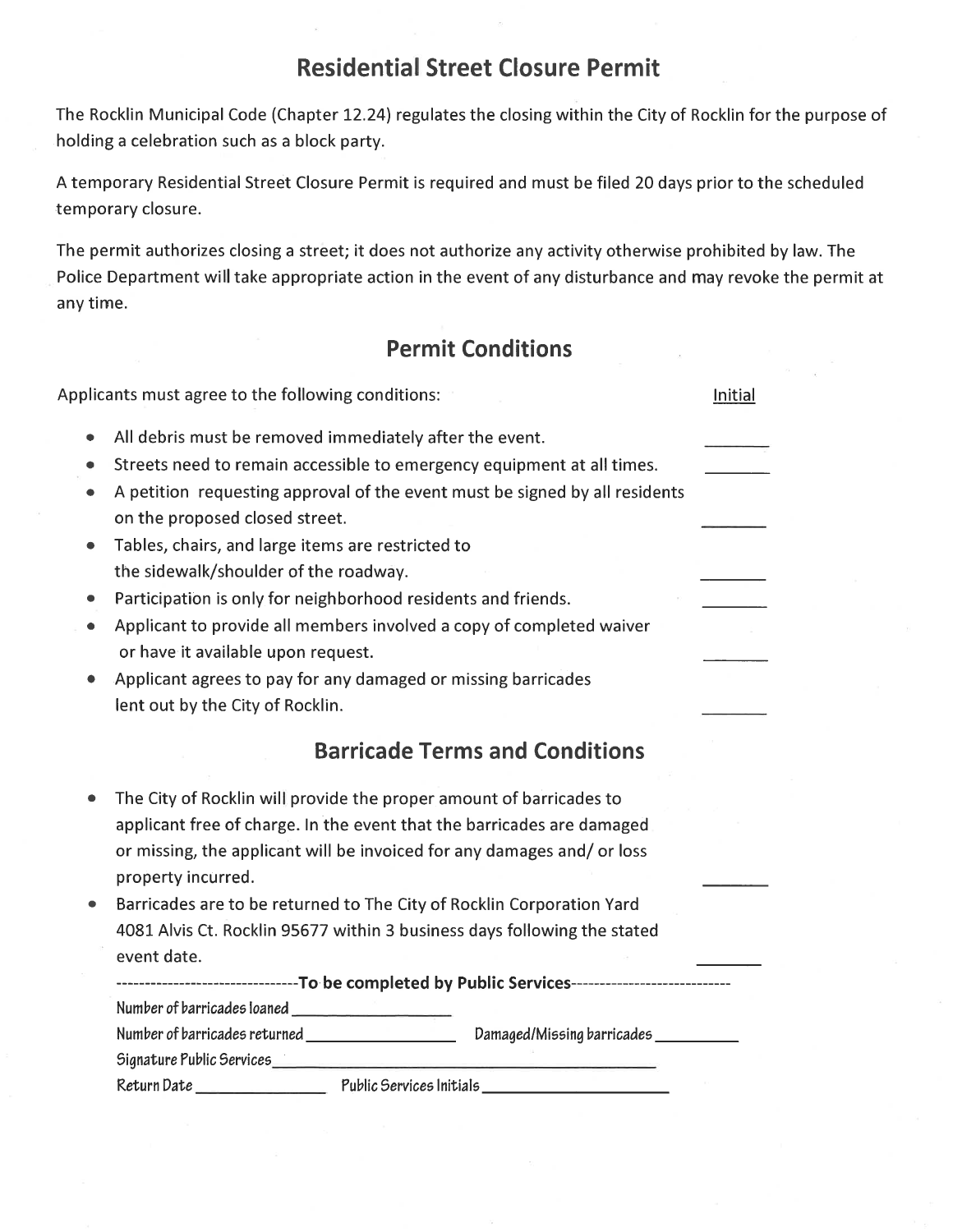# Residential Street Closure Permit

The Rocklin Municipal Code (Chapter 12.24) regulates the closing within the City of Rocklin for the purpose of holding a celebration such as a block party.

A temporary Residential Street Closure Permit is required and must be filed 20 days prior to the scheduled temporary closure.

The permit authorizes closing a street; it does not authorize any activity otherwise prohibited by law. The Police Department will take appropriate action in the event of any disturbance and may revoke the permit at any time.

## Permit Conditions

Applicants must agree to the following conditions: Initial

- All debris must be removed immediately after the event. _______
- Streets need to remain accessible to emergency equipment at all times. _______
- A petition requesting approval of the event must be signed by all residents on the proposed closed street. _______
- Tables, chairs, and large items are restricted to the sidewalk/shoulder of the roadway. _______
- Participation is only for neighborhood residents and friends. _______
- Applicant to provide all members involved a copy of completed waiver or have it available upon request. _______
- Applicant agrees to pay for any damaged or missing barricades lent out by the City of Rocklin. _______

## Barricade Terms and Conditions

- The City of Rocklin will provide the proper amount of barricades to applicant free of charge. In the event that the barricades are damaged or missing, the applicant will be invoiced for any damages and/ or loss property incurred. _______
- Barricades are to be returned to The City of Rocklin Corporation Yard 4081 Alvis Ct. Rocklin 95677 within 3 business days following the stated event date. _______

--------------------------------**To be completed by Public Services**----------------------------

Number of barricades loaned _________________

Number of barricades returned _________________ Damaged/Missing barricades _________

Signature Public Services_____________________________________________

Return Date ______________ Public Services Initials ____________________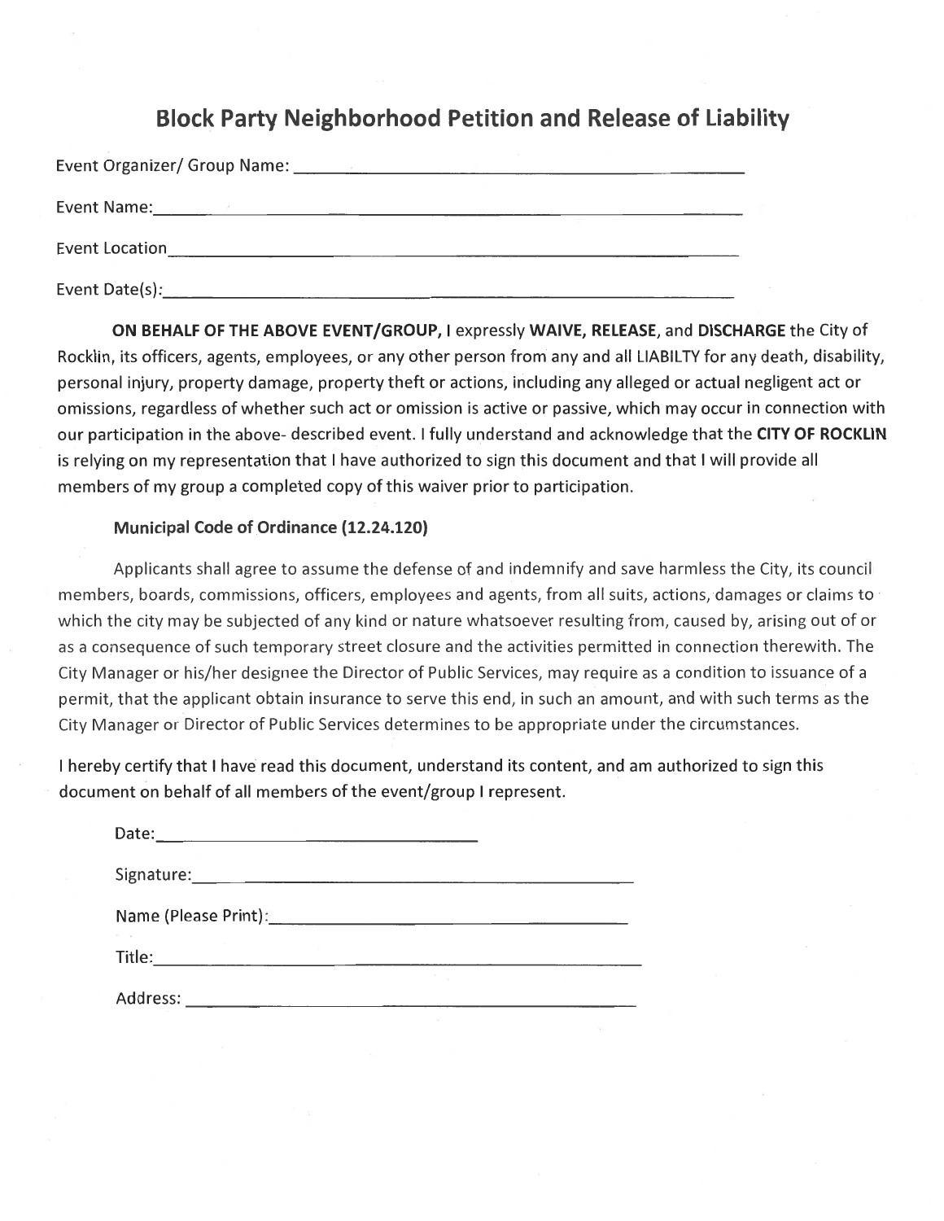# Block Party Neighborhood Petition and Release of Liability

Event Organizer/ Group Name: ______________________________________________

Event Name: ______________________________________________

Event Location ______________________________________________

Event Date(s): ______________________________________________

**ON BEHALF OF THE ABOVE EVENT/GROUP,** I expressly **WAIVE, RELEASE,** and **DISCHARGE** the City of Rocklin, its officers, agents, employees, or any other person from any and all LIABILTY for any death, disability, personal injury, property damage, property theft or actions, including any alleged or actual negligent act or omissions, regardless of whether such act or omission is active or passive, which may occur in connection with our participation in the above- described event. I fully understand and acknowledge that the **CITY OF ROCKLIN** is relying on my representation that I have authorized to sign this document and that I will provide all members of my group a completed copy of this waiver prior to participation.

**Municipal Code of Ordinance (12.24.120)**

Applicants shall agree to assume the defense of and indemnify and save harmless the City, its council members, boards, commissions, officers, employees and agents, from all suits, actions, damages or claims to which the city may be subjected of any kind or nature whatsoever resulting from, caused by, arising out of or as a consequence of such temporary street closure and the activities permitted in connection therewith. The City Manager or his/her designee the Director of Public Services, may require as a condition to issuance of a permit, that the applicant obtain insurance to serve this end, in such an amount, and with such terms as the City Manager or Director of Public Services determines to be appropriate under the circumstances.

I hereby certify that I have read this document, understand its content, and am authorized to sign this document on behalf of all members of the event/group I represent.

Date: ______________________________

Signature: ______________________________________

Name (Please Print): ______________________________

Title: ______________________________________________

Address: ______________________________________________